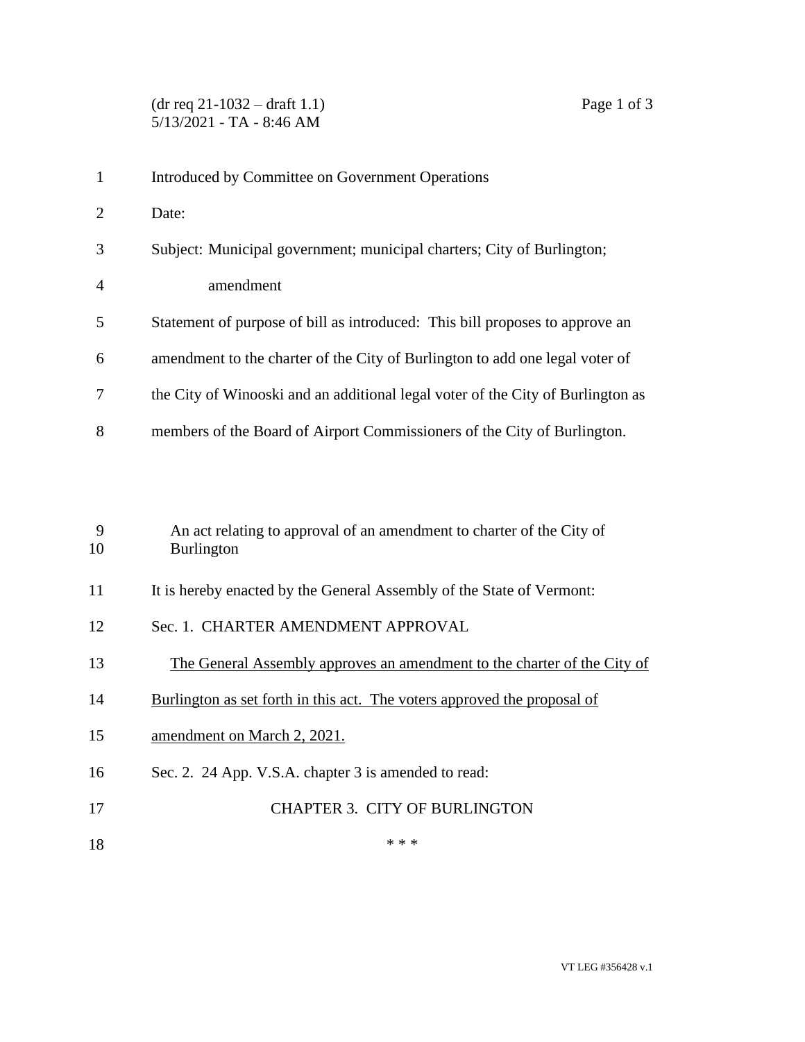(dr req 21-1032 – draft 1.1)
5/13/2021 - TA - 8:46 AM

Introduced by Committee on Government Operations

Date:

Subject: Municipal government; municipal charters; City of Burlington; amendment

Statement of purpose of bill as introduced: This bill proposes to approve an amendment to the charter of the City of Burlington to add one legal voter of the City of Winooski and an additional legal voter of the City of Burlington as members of the Board of Airport Commissioners of the City of Burlington.

An act relating to approval of an amendment to charter of the City of Burlington

It is hereby enacted by the General Assembly of the State of Vermont:

Sec. 1. CHARTER AMENDMENT APPROVAL

<u>The General Assembly approves an amendment to the charter of the City of Burlington as set forth in this act. The voters approved the proposal of amendment on March 2, 2021.</u>

Sec. 2. 24 App. V.S.A. chapter 3 is amended to read:

CHAPTER 3. CITY OF BURLINGTON

\* \* \*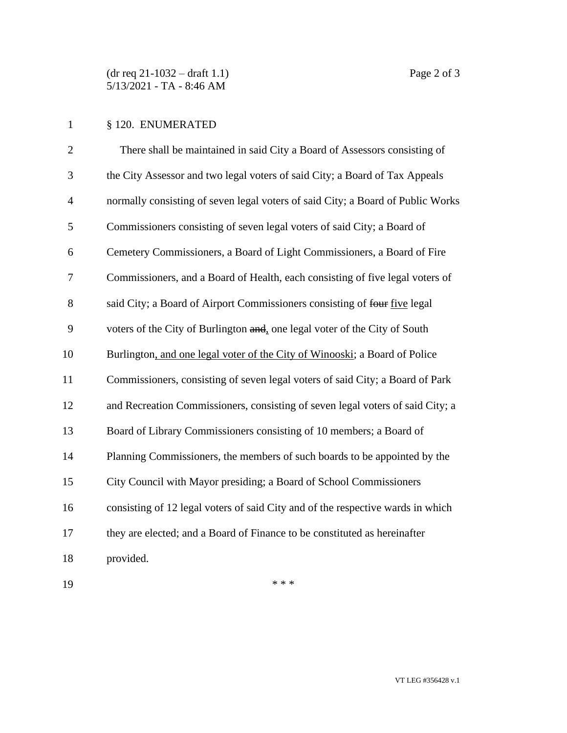§ 120. ENUMERATED

There shall be maintained in said City a Board of Assessors consisting of the City Assessor and two legal voters of said City; a Board of Tax Appeals normally consisting of seven legal voters of said City; a Board of Public Works Commissioners consisting of seven legal voters of said City; a Board of Cemetery Commissioners, a Board of Light Commissioners, a Board of Fire Commissioners, and a Board of Health, each consisting of five legal voters of said City; a Board of Airport Commissioners consisting of ~~four~~ <u>five</u> legal voters of the City of Burlington ~~and~~<u>,</u> one legal voter of the City of South Burlington<u>, and one legal voter of the City of Winooski</u>; a Board of Police Commissioners, consisting of seven legal voters of said City; a Board of Park and Recreation Commissioners, consisting of seven legal voters of said City; a Board of Library Commissioners consisting of 10 members; a Board of Planning Commissioners, the members of such boards to be appointed by the City Council with Mayor presiding; a Board of School Commissioners consisting of 12 legal voters of said City and of the respective wards in which they are elected; and a Board of Finance to be constituted as hereinafter provided.

\* \* \*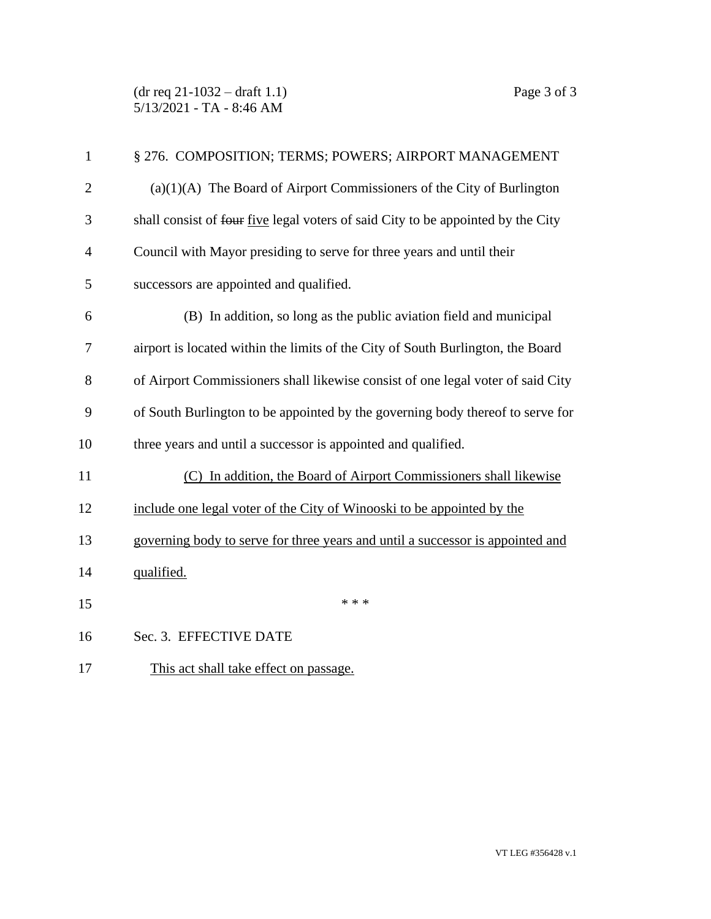§ 276. COMPOSITION; TERMS; POWERS; AIRPORT MANAGEMENT

(a)(1)(A) The Board of Airport Commissioners of the City of Burlington shall consist of ~~four~~ <u>five</u> legal voters of said City to be appointed by the City Council with Mayor presiding to serve for three years and until their successors are appointed and qualified.

(B) In addition, so long as the public aviation field and municipal airport is located within the limits of the City of South Burlington, the Board of Airport Commissioners shall likewise consist of one legal voter of said City of South Burlington to be appointed by the governing body thereof to serve for three years and until a successor is appointed and qualified.

<u>(C) In addition, the Board of Airport Commissioners shall likewise include one legal voter of the City of Winooski to be appointed by the governing body to serve for three years and until a successor is appointed and qualified.</u>

\* \* \*

Sec. 3. EFFECTIVE DATE

<u>This act shall take effect on passage.</u>